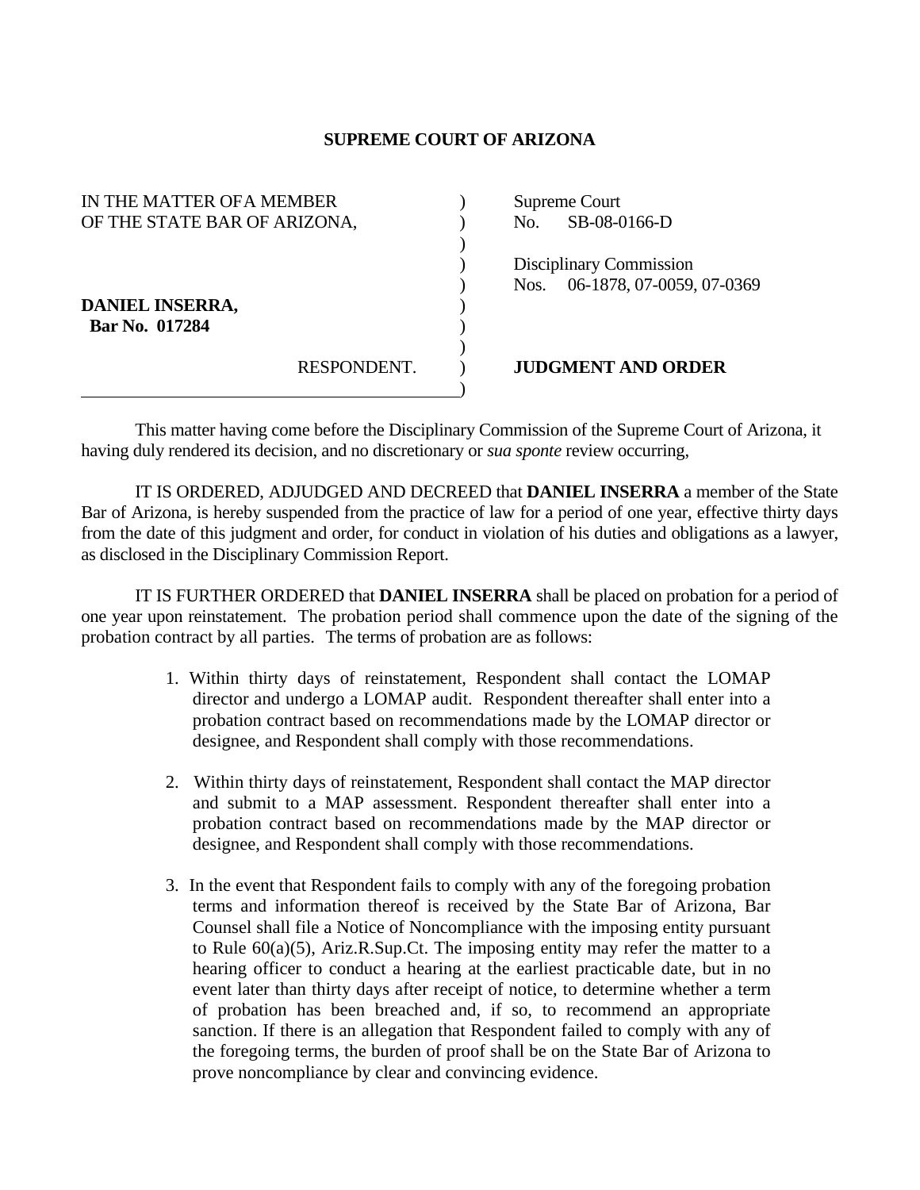# SUPREME COURT OF ARIZONA

| | |
|---|---|
| IN THE MATTER OFA MEMBER OF THE STATE BAR OF ARIZONA, | Supreme Court No. SB-08-0166-D |
| | Disciplinary Commission Nos. 06-1878, 07-0059, 07-0369 |
| **DANIEL INSERRA,** **Bar No. 017284** | |
| RESPONDENT. | **JUDGMENT AND ORDER** |

This matter having come before the Disciplinary Commission of the Supreme Court of Arizona, it having duly rendered its decision, and no discretionary or *sua sponte* review occurring,

IT IS ORDERED, ADJUDGED AND DECREED that **DANIEL INSERRA** a member of the State Bar of Arizona, is hereby suspended from the practice of law for a period of one year, effective thirty days from the date of this judgment and order, for conduct in violation of his duties and obligations as a lawyer, as disclosed in the Disciplinary Commission Report.

IT IS FURTHER ORDERED that **DANIEL INSERRA** shall be placed on probation for a period of one year upon reinstatement. The probation period shall commence upon the date of the signing of the probation contract by all parties. The terms of probation are as follows:

1. Within thirty days of reinstatement, Respondent shall contact the LOMAP director and undergo a LOMAP audit. Respondent thereafter shall enter into a probation contract based on recommendations made by the LOMAP director or designee, and Respondent shall comply with those recommendations.

2. Within thirty days of reinstatement, Respondent shall contact the MAP director and submit to a MAP assessment. Respondent thereafter shall enter into a probation contract based on recommendations made by the MAP director or designee, and Respondent shall comply with those recommendations.

3. In the event that Respondent fails to comply with any of the foregoing probation terms and information thereof is received by the State Bar of Arizona, Bar Counsel shall file a Notice of Noncompliance with the imposing entity pursuant to Rule 60(a)(5), Ariz.R.Sup.Ct. The imposing entity may refer the matter to a hearing officer to conduct a hearing at the earliest practicable date, but in no event later than thirty days after receipt of notice, to determine whether a term of probation has been breached and, if so, to recommend an appropriate sanction. If there is an allegation that Respondent failed to comply with any of the foregoing terms, the burden of proof shall be on the State Bar of Arizona to prove noncompliance by clear and convincing evidence.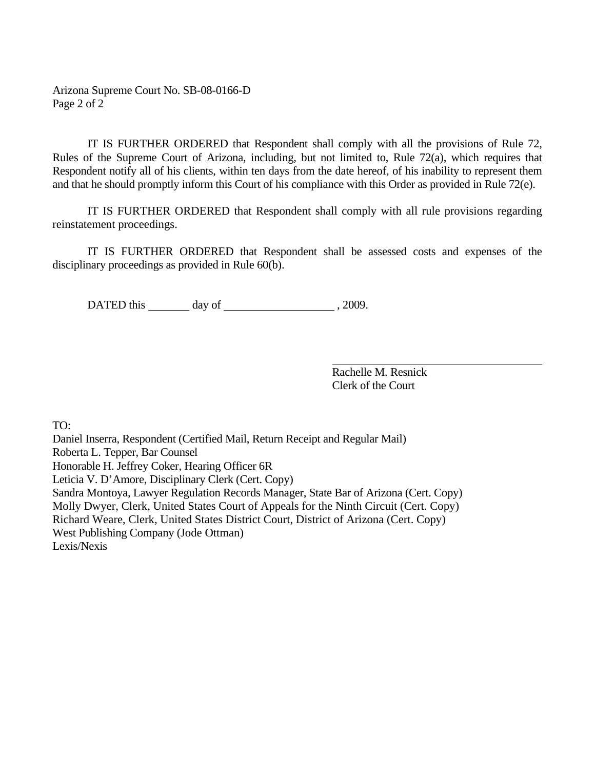IT IS FURTHER ORDERED that Respondent shall comply with all the provisions of Rule 72, Rules of the Supreme Court of Arizona, including, but not limited to, Rule 72(a), which requires that Respondent notify all of his clients, within ten days from the date hereof, of his inability to represent them and that he should promptly inform this Court of his compliance with this Order as provided in Rule 72(e).

IT IS FURTHER ORDERED that Respondent shall comply with all rule provisions regarding reinstatement proceedings.

IT IS FURTHER ORDERED that Respondent shall be assessed costs and expenses of the disciplinary proceedings as provided in Rule 60(b).

DATED this \_\_\_\_\_\_\_ day of \_\_\_\_\_\_\_\_\_\_\_\_\_\_\_\_\_\_\_ , 2009.

\_\_\_\_\_\_\_\_\_\_\_\_\_\_\_\_\_\_\_\_\_\_\_\_\_\_\_\_\_\_\_\_\_\_\_\_\_\_\_\_

Rachelle M. Resnick
Clerk of the Court

TO:
Daniel Inserra, Respondent (Certified Mail, Return Receipt and Regular Mail)
Roberta L. Tepper, Bar Counsel
Honorable H. Jeffrey Coker, Hearing Officer 6R
Leticia V. D'Amore, Disciplinary Clerk (Cert. Copy)
Sandra Montoya, Lawyer Regulation Records Manager, State Bar of Arizona (Cert. Copy)
Molly Dwyer, Clerk, United States Court of Appeals for the Ninth Circuit (Cert. Copy)
Richard Weare, Clerk, United States District Court, District of Arizona (Cert. Copy)
West Publishing Company (Jode Ottman)
Lexis/Nexis